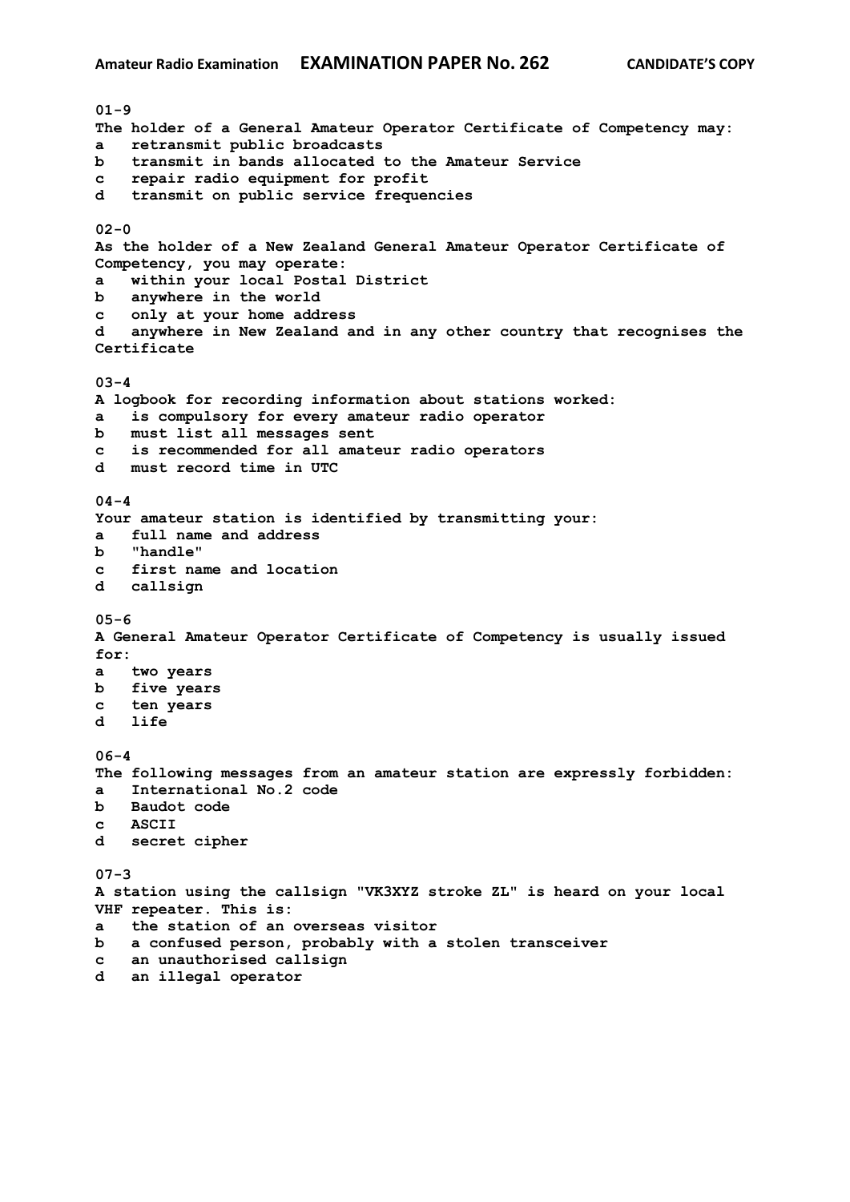**Amateur Radio Examination** **EXAMINATION PAPER No. 262** **CANDIDATE'S COPY**

**01-9**
**The holder of a General Amateur Operator Certificate of Competency may:**
**a** retransmit public broadcasts
**b** transmit in bands allocated to the Amateur Service
**c** repair radio equipment for profit
**d** transmit on public service frequencies

**02-0**
**As the holder of a New Zealand General Amateur Operator Certificate of Competency, you may operate:**
**a** within your local Postal District
**b** anywhere in the world
**c** only at your home address
**d** anywhere in New Zealand and in any other country that recognises the Certificate

**03-4**
**A logbook for recording information about stations worked:**
**a** is compulsory for every amateur radio operator
**b** must list all messages sent
**c** is recommended for all amateur radio operators
**d** must record time in UTC

**04-4**
**Your amateur station is identified by transmitting your:**
**a** full name and address
**b** "handle"
**c** first name and location
**d** callsign

**05-6**
**A General Amateur Operator Certificate of Competency is usually issued for:**
**a** two years
**b** five years
**c** ten years
**d** life

**06-4**
**The following messages from an amateur station are expressly forbidden:**
**a** International No.2 code
**b** Baudot code
**c** ASCII
**d** secret cipher

**07-3**
**A station using the callsign "VK3XYZ stroke ZL" is heard on your local VHF repeater. This is:**
**a** the station of an overseas visitor
**b** a confused person, probably with a stolen transceiver
**c** an unauthorised callsign
**d** an illegal operator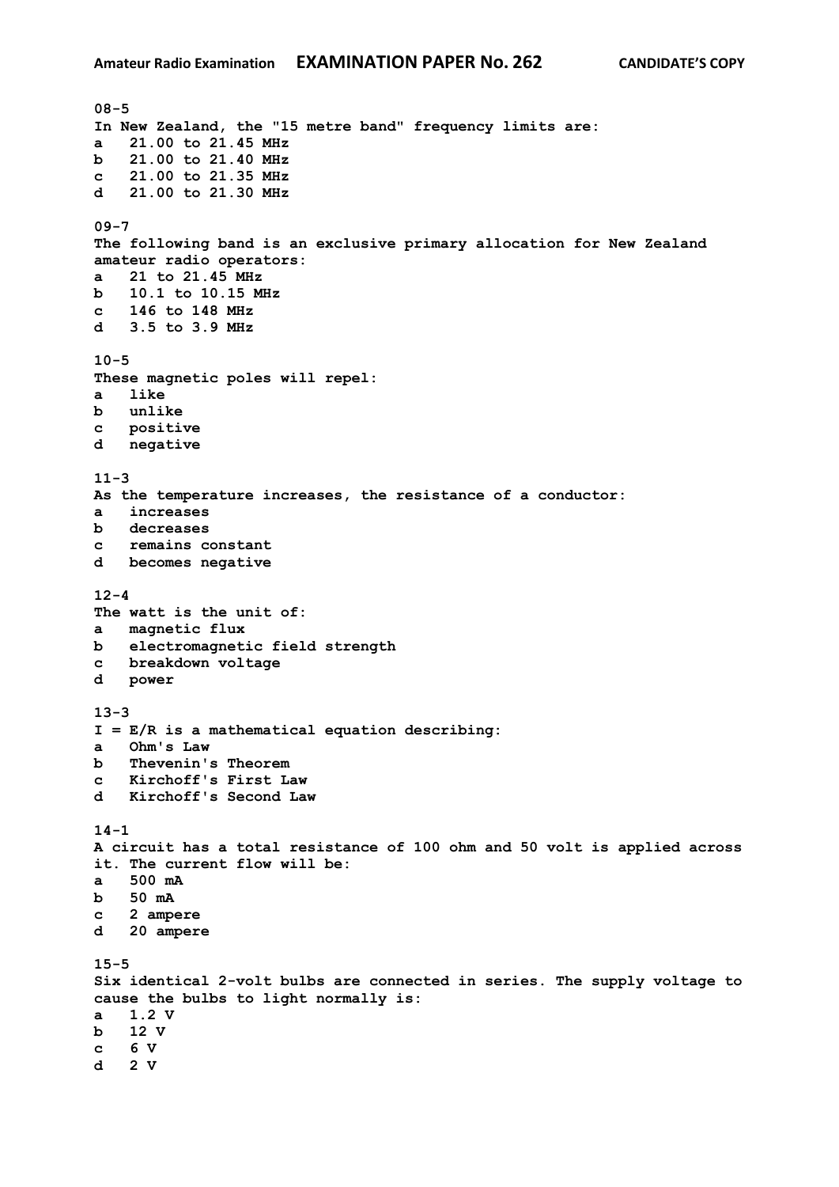**08-5**
**In New Zealand, the "15 metre band" frequency limits are:**
**a 21.00 to 21.45 MHz**
**b 21.00 to 21.40 MHz**
**c 21.00 to 21.35 MHz**
**d 21.00 to 21.30 MHz**

**09-7**
**The following band is an exclusive primary allocation for New Zealand amateur radio operators:**
**a 21 to 21.45 MHz**
**b 10.1 to 10.15 MHz**
**c 146 to 148 MHz**
**d 3.5 to 3.9 MHz**

**10-5**
**These magnetic poles will repel:**
**a like**
**b unlike**
**c positive**
**d negative**

**11-3**
**As the temperature increases, the resistance of a conductor:**
**a increases**
**b decreases**
**c remains constant**
**d becomes negative**

**12-4**
**The watt is the unit of:**
**a magnetic flux**
**b electromagnetic field strength**
**c breakdown voltage**
**d power**

**13-3**
**$I = E/R$ is a mathematical equation describing:**
**a Ohm's Law**
**b Thevenin's Theorem**
**c Kirchoff's First Law**
**d Kirchoff's Second Law**

**14-1**
**A circuit has a total resistance of 100 ohm and 50 volt is applied across it. The current flow will be:**
**a 500 mA**
**b 50 mA**
**c 2 ampere**
**d 20 ampere**

**15-5**
**Six identical 2-volt bulbs are connected in series. The supply voltage to cause the bulbs to light normally is:**
**a 1.2 V**
**b 12 V**
**c 6 V**
**d 2 V**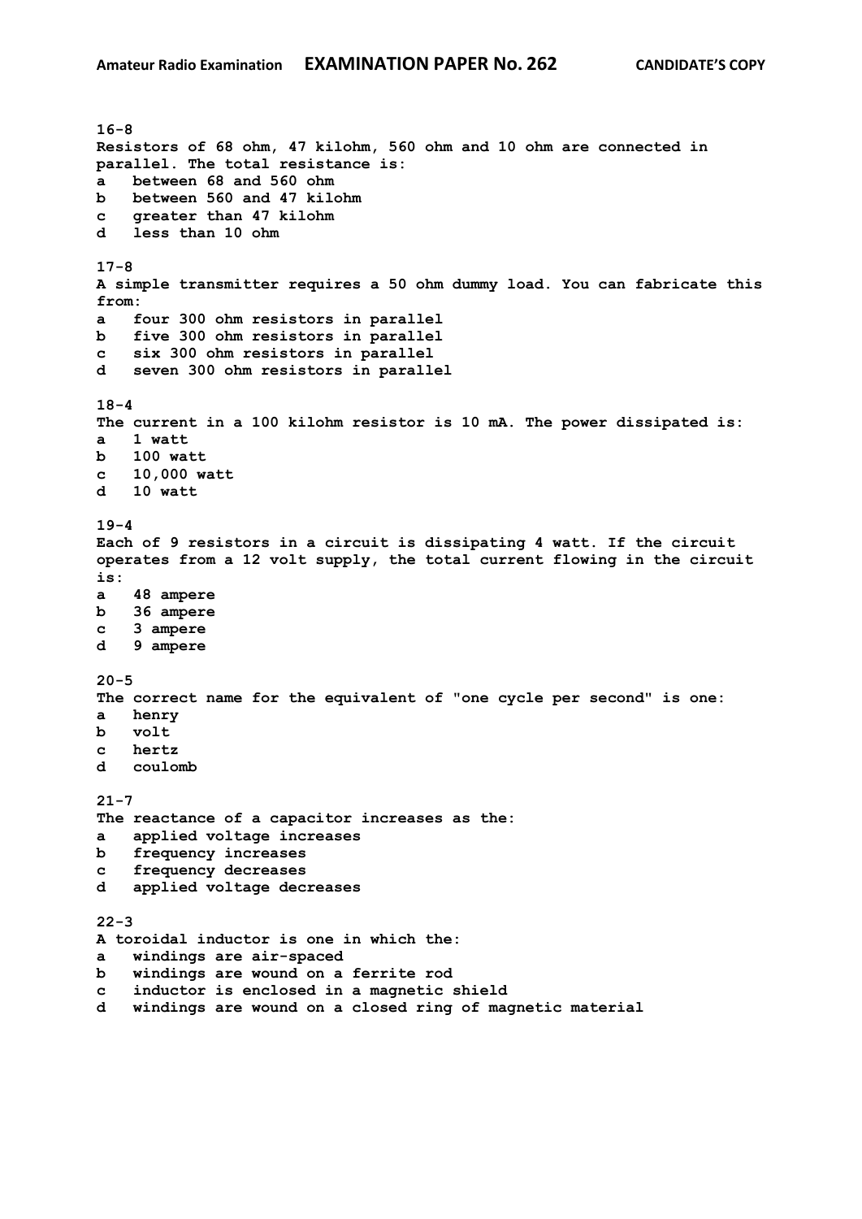**16-8**
**Resistors of 68 ohm, 47 kilohm, 560 ohm and 10 ohm are connected in parallel. The total resistance is:**
**a between 68 and 560 ohm**
**b between 560 and 47 kilohm**
**c greater than 47 kilohm**
**d less than 10 ohm**

**17-8**
**A simple transmitter requires a 50 ohm dummy load. You can fabricate this from:**
**a four 300 ohm resistors in parallel**
**b five 300 ohm resistors in parallel**
**c six 300 ohm resistors in parallel**
**d seven 300 ohm resistors in parallel**

**18-4**
**The current in a 100 kilohm resistor is 10 mA. The power dissipated is:**
**a 1 watt**
**b 100 watt**
**c 10,000 watt**
**d 10 watt**

**19-4**
**Each of 9 resistors in a circuit is dissipating 4 watt. If the circuit operates from a 12 volt supply, the total current flowing in the circuit is:**
**a 48 ampere**
**b 36 ampere**
**c 3 ampere**
**d 9 ampere**

**20-5**
**The correct name for the equivalent of "one cycle per second" is one:**
**a henry**
**b volt**
**c hertz**
**d coulomb**

**21-7**
**The reactance of a capacitor increases as the:**
**a applied voltage increases**
**b frequency increases**
**c frequency decreases**
**d applied voltage decreases**

**22-3**
**A toroidal inductor is one in which the:**
**a windings are air-spaced**
**b windings are wound on a ferrite rod**
**c inductor is enclosed in a magnetic shield**
**d windings are wound on a closed ring of magnetic material**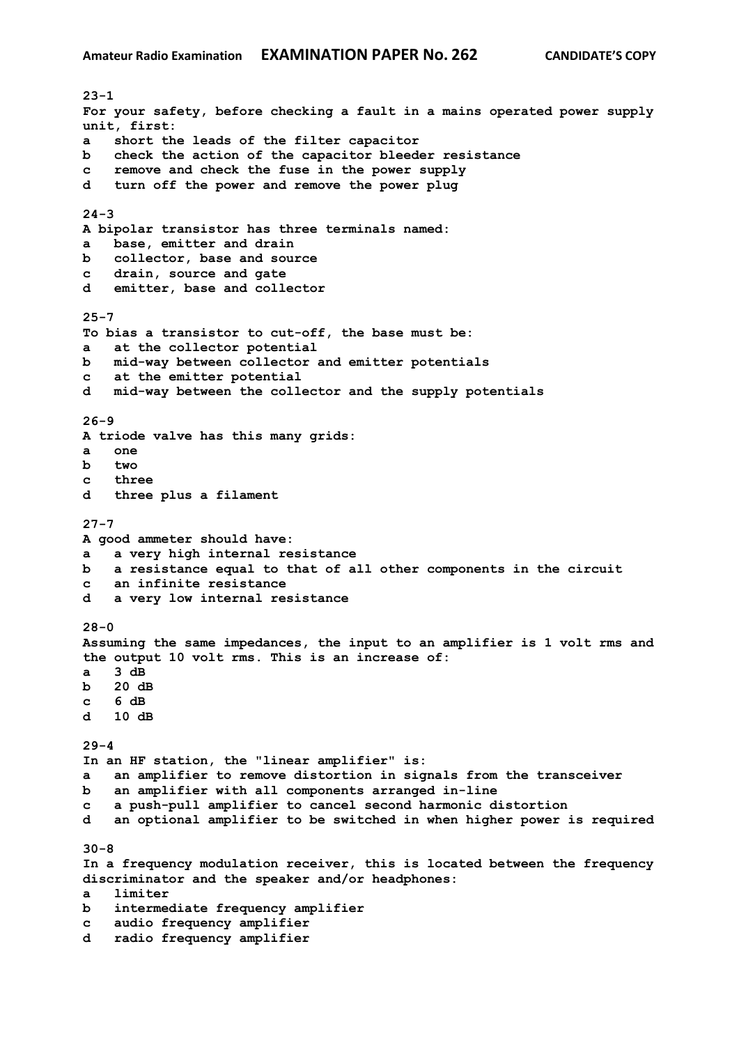**23-1**
**For your safety, before checking a fault in a mains operated power supply unit, first:**
**a short the leads of the filter capacitor**
**b check the action of the capacitor bleeder resistance**
**c remove and check the fuse in the power supply**
**d turn off the power and remove the power plug**

**24-3**
**A bipolar transistor has three terminals named:**
**a base, emitter and drain**
**b collector, base and source**
**c drain, source and gate**
**d emitter, base and collector**

**25-7**
**To bias a transistor to cut-off, the base must be:**
**a at the collector potential**
**b mid-way between collector and emitter potentials**
**c at the emitter potential**
**d mid-way between the collector and the supply potentials**

**26-9**
**A triode valve has this many grids:**
**a one**
**b two**
**c three**
**d three plus a filament**

**27-7**
**A good ammeter should have:**
**a a very high internal resistance**
**b a resistance equal to that of all other components in the circuit**
**c an infinite resistance**
**d a very low internal resistance**

**28-0**
**Assuming the same impedances, the input to an amplifier is 1 volt rms and the output 10 volt rms. This is an increase of:**
**a 3 dB**
**b 20 dB**
**c 6 dB**
**d 10 dB**

**29-4**
**In an HF station, the "linear amplifier" is:**
**a an amplifier to remove distortion in signals from the transceiver**
**b an amplifier with all components arranged in-line**
**c a push-pull amplifier to cancel second harmonic distortion**
**d an optional amplifier to be switched in when higher power is required**

**30-8**
**In a frequency modulation receiver, this is located between the frequency discriminator and the speaker and/or headphones:**
**a limiter**
**b intermediate frequency amplifier**
**c audio frequency amplifier**
**d radio frequency amplifier**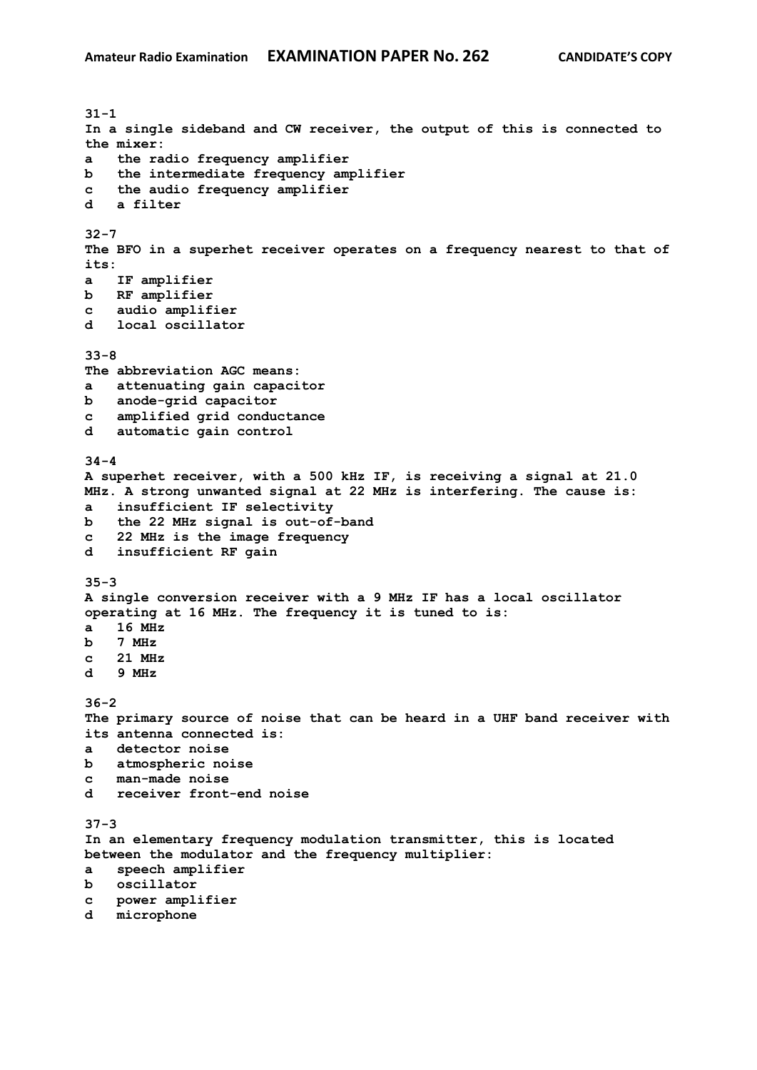**31-1**
**In a single sideband and CW receiver, the output of this is connected to the mixer:**
**a   the radio frequency amplifier**
**b   the intermediate frequency amplifier**
**c   the audio frequency amplifier**
**d   a filter**

**32-7**
**The BFO in a superhet receiver operates on a frequency nearest to that of its:**
**a   IF amplifier**
**b   RF amplifier**
**c   audio amplifier**
**d   local oscillator**

**33-8**
**The abbreviation AGC means:**
**a   attenuating gain capacitor**
**b   anode-grid capacitor**
**c   amplified grid conductance**
**d   automatic gain control**

**34-4**
**A superhet receiver, with a 500 kHz IF, is receiving a signal at 21.0 MHz. A strong unwanted signal at 22 MHz is interfering. The cause is:**
**a   insufficient IF selectivity**
**b   the 22 MHz signal is out-of-band**
**c   22 MHz is the image frequency**
**d   insufficient RF gain**

**35-3**
**A single conversion receiver with a 9 MHz IF has a local oscillator operating at 16 MHz. The frequency it is tuned to is:**
**a   16 MHz**
**b   7 MHz**
**c   21 MHz**
**d   9 MHz**

**36-2**
**The primary source of noise that can be heard in a UHF band receiver with its antenna connected is:**
**a   detector noise**
**b   atmospheric noise**
**c   man-made noise**
**d   receiver front-end noise**

**37-3**
**In an elementary frequency modulation transmitter, this is located between the modulator and the frequency multiplier:**
**a   speech amplifier**
**b   oscillator**
**c   power amplifier**
**d   microphone**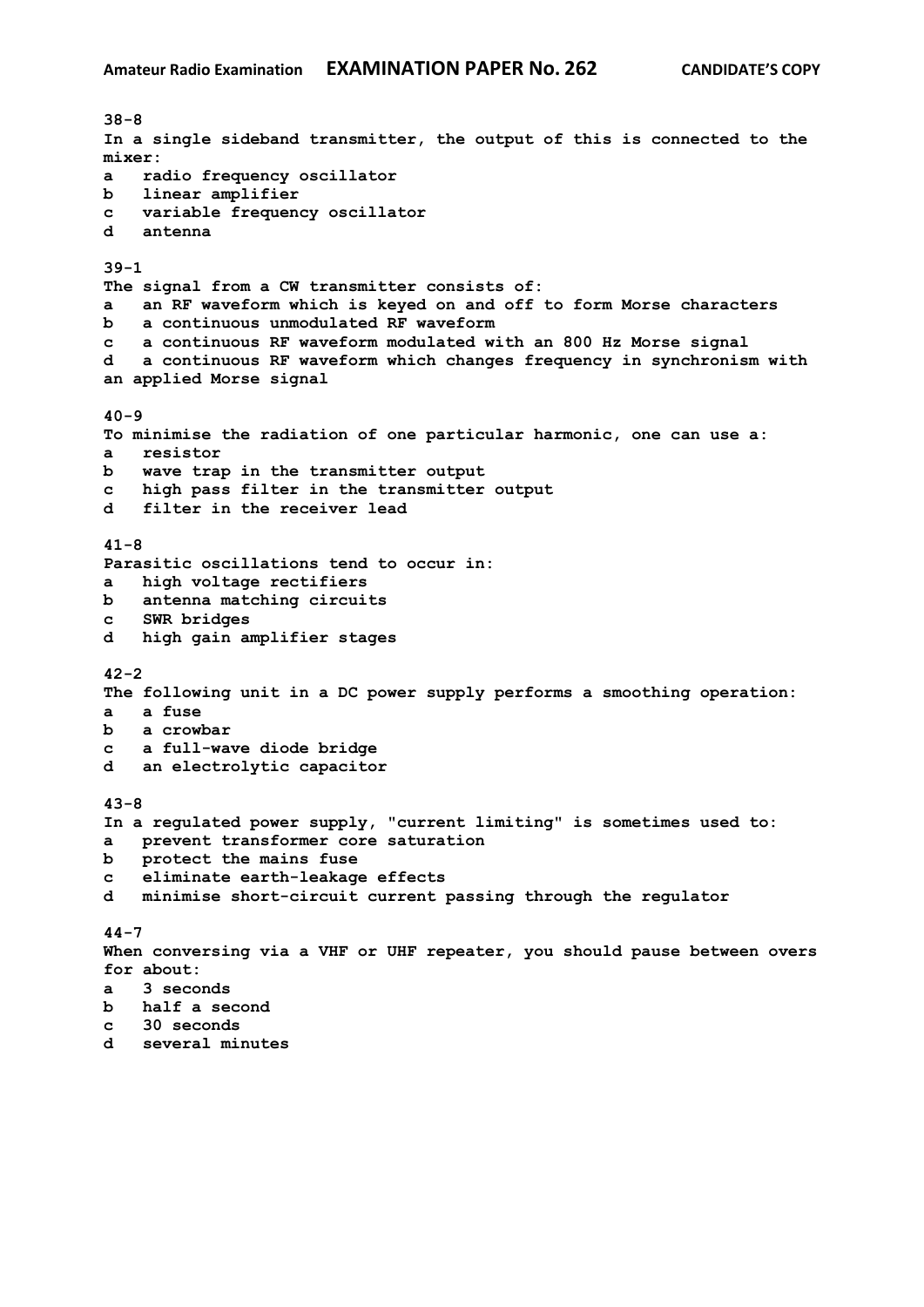**38-8**
**In a single sideband transmitter, the output of this is connected to the mixer:**
**a radio frequency oscillator**
**b linear amplifier**
**c variable frequency oscillator**
**d antenna**

**39-1**
**The signal from a CW transmitter consists of:**
**a an RF waveform which is keyed on and off to form Morse characters**
**b a continuous unmodulated RF waveform**
**c a continuous RF waveform modulated with an 800 Hz Morse signal**
**d a continuous RF waveform which changes frequency in synchronism with an applied Morse signal**

**40-9**
**To minimise the radiation of one particular harmonic, one can use a:**
**a resistor**
**b wave trap in the transmitter output**
**c high pass filter in the transmitter output**
**d filter in the receiver lead**

**41-8**
**Parasitic oscillations tend to occur in:**
**a high voltage rectifiers**
**b antenna matching circuits**
**c SWR bridges**
**d high gain amplifier stages**

**42-2**
**The following unit in a DC power supply performs a smoothing operation:**
**a a fuse**
**b a crowbar**
**c a full-wave diode bridge**
**d an electrolytic capacitor**

**43-8**
**In a regulated power supply, "current limiting" is sometimes used to:**
**a prevent transformer core saturation**
**b protect the mains fuse**
**c eliminate earth-leakage effects**
**d minimise short-circuit current passing through the regulator**

**44-7**
**When conversing via a VHF or UHF repeater, you should pause between overs for about:**
**a 3 seconds**
**b half a second**
**c 30 seconds**
**d several minutes**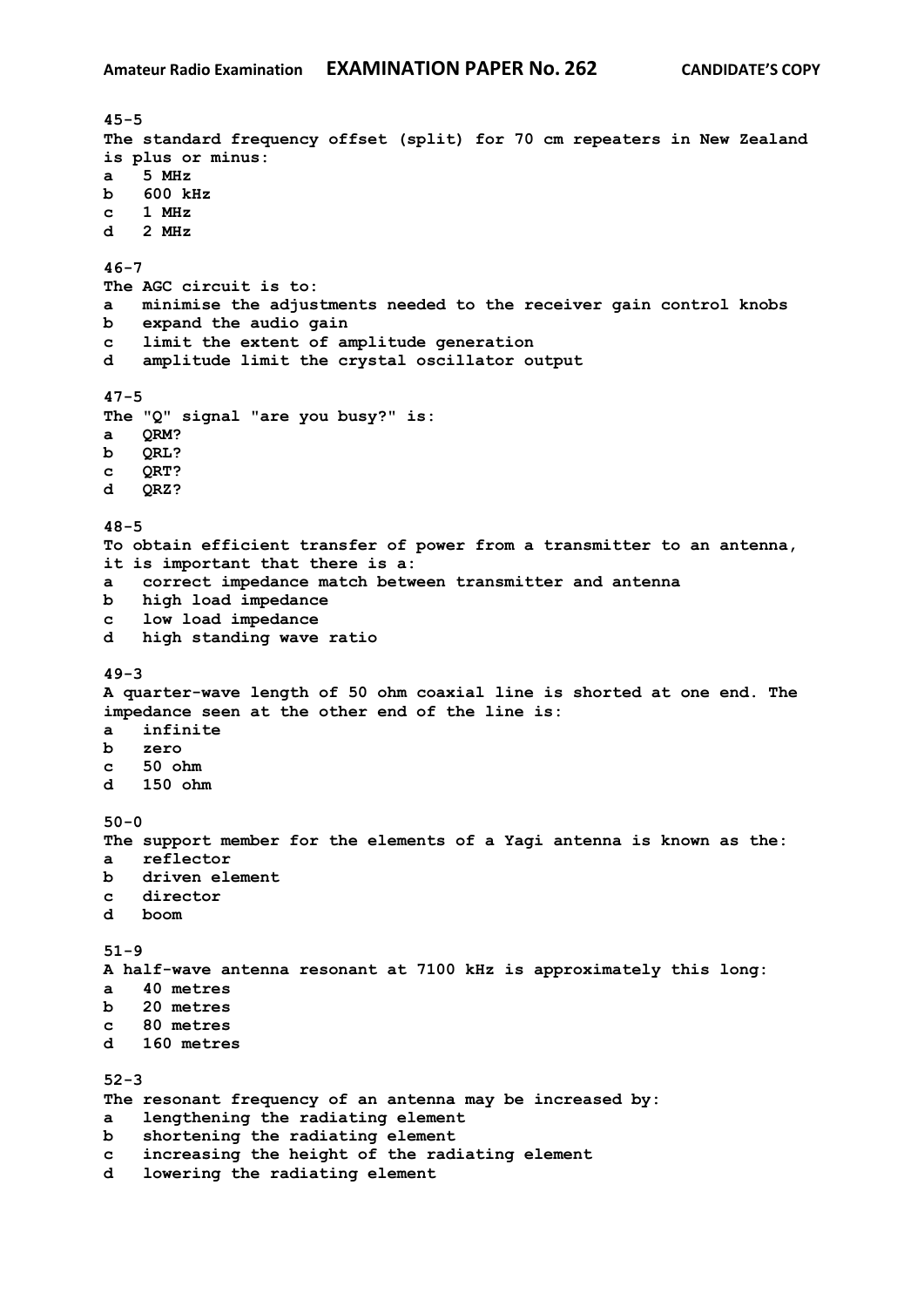**45-5**
**The standard frequency offset (split) for 70 cm repeaters in New Zealand is plus or minus:**
**a 5 MHz**
**b 600 kHz**
**c 1 MHz**
**d 2 MHz**

**46-7**
**The AGC circuit is to:**
**a minimise the adjustments needed to the receiver gain control knobs**
**b expand the audio gain**
**c limit the extent of amplitude generation**
**d amplitude limit the crystal oscillator output**

**47-5**
**The "Q" signal "are you busy?" is:**
**a QRM?**
**b QRL?**
**c QRT?**
**d QRZ?**

**48-5**
**To obtain efficient transfer of power from a transmitter to an antenna, it is important that there is a:**
**a correct impedance match between transmitter and antenna**
**b high load impedance**
**c low load impedance**
**d high standing wave ratio**

**49-3**
**A quarter-wave length of 50 ohm coaxial line is shorted at one end. The impedance seen at the other end of the line is:**
**a infinite**
**b zero**
**c 50 ohm**
**d 150 ohm**

**50-0**
**The support member for the elements of a Yagi antenna is known as the:**
**a reflector**
**b driven element**
**c director**
**d boom**

**51-9**
**A half-wave antenna resonant at 7100 kHz is approximately this long:**
**a 40 metres**
**b 20 metres**
**c 80 metres**
**d 160 metres**

**52-3**
**The resonant frequency of an antenna may be increased by:**
**a lengthening the radiating element**
**b shortening the radiating element**
**c increasing the height of the radiating element**
**d lowering the radiating element**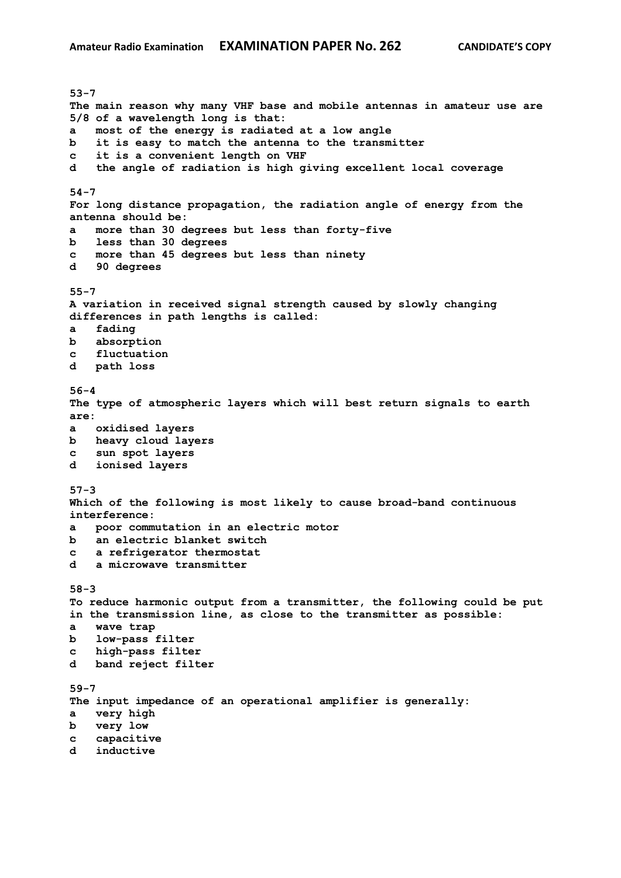53-7
The main reason why many VHF base and mobile antennas in amateur use are 5/8 of a wavelength long is that:
a most of the energy is radiated at a low angle
b it is easy to match the antenna to the transmitter
c it is a convenient length on VHF
d the angle of radiation is high giving excellent local coverage

54-7
For long distance propagation, the radiation angle of energy from the antenna should be:
a more than 30 degrees but less than forty-five
b less than 30 degrees
c more than 45 degrees but less than ninety
d 90 degrees

55-7
A variation in received signal strength caused by slowly changing differences in path lengths is called:
a fading
b absorption
c fluctuation
d path loss

56-4
The type of atmospheric layers which will best return signals to earth are:
a oxidised layers
b heavy cloud layers
c sun spot layers
d ionised layers

57-3
Which of the following is most likely to cause broad-band continuous interference:
a poor commutation in an electric motor
b an electric blanket switch
c a refrigerator thermostat
d a microwave transmitter

58-3
To reduce harmonic output from a transmitter, the following could be put in the transmission line, as close to the transmitter as possible:
a wave trap
b low-pass filter
c high-pass filter
d band reject filter

59-7
The input impedance of an operational amplifier is generally:
a very high
b very low
c capacitive
d inductive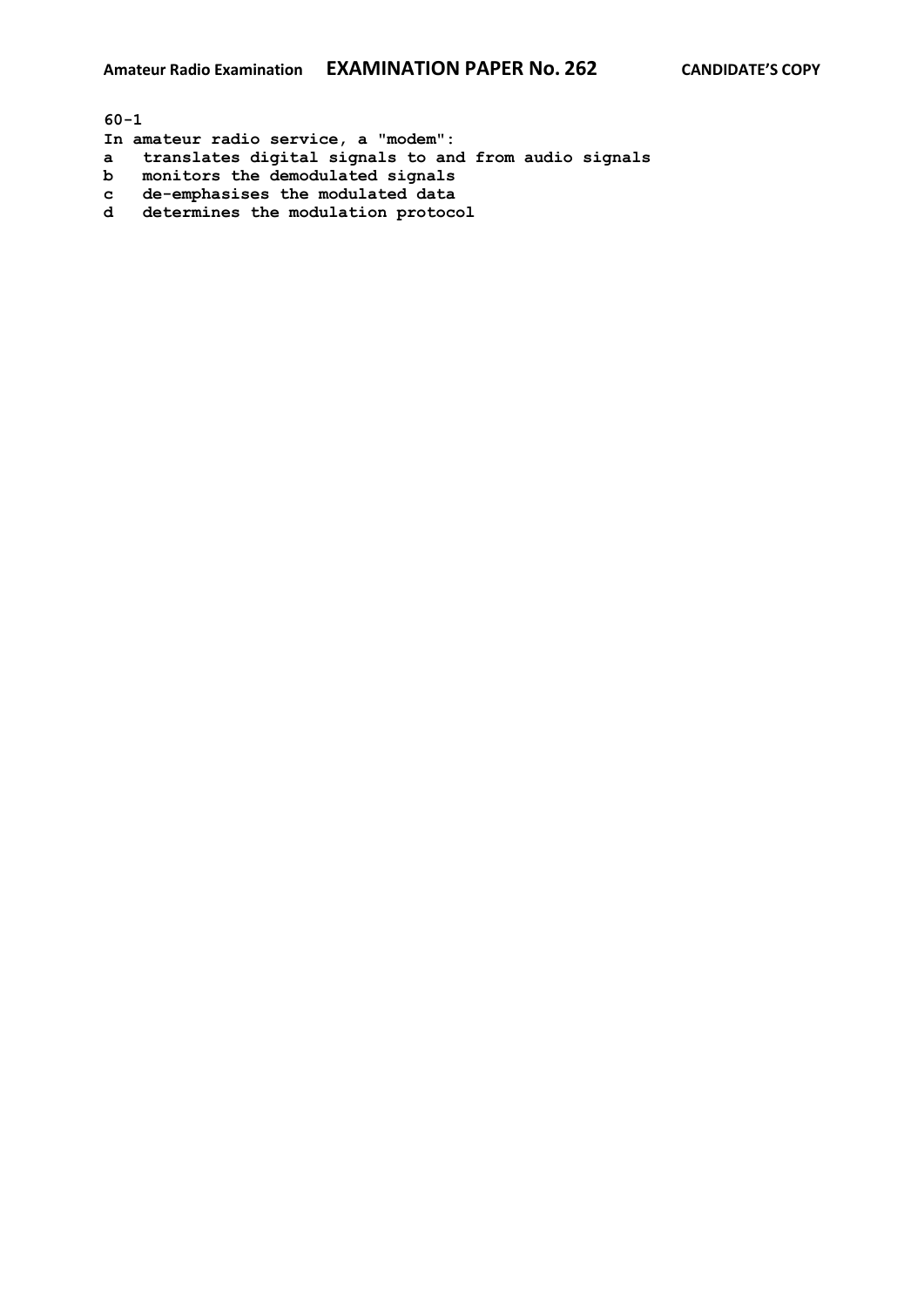**60-1**
**In amateur radio service, a "modem":**
**a translates digital signals to and from audio signals**
**b monitors the demodulated signals**
**c de-emphasises the modulated data**
**d determines the modulation protocol**